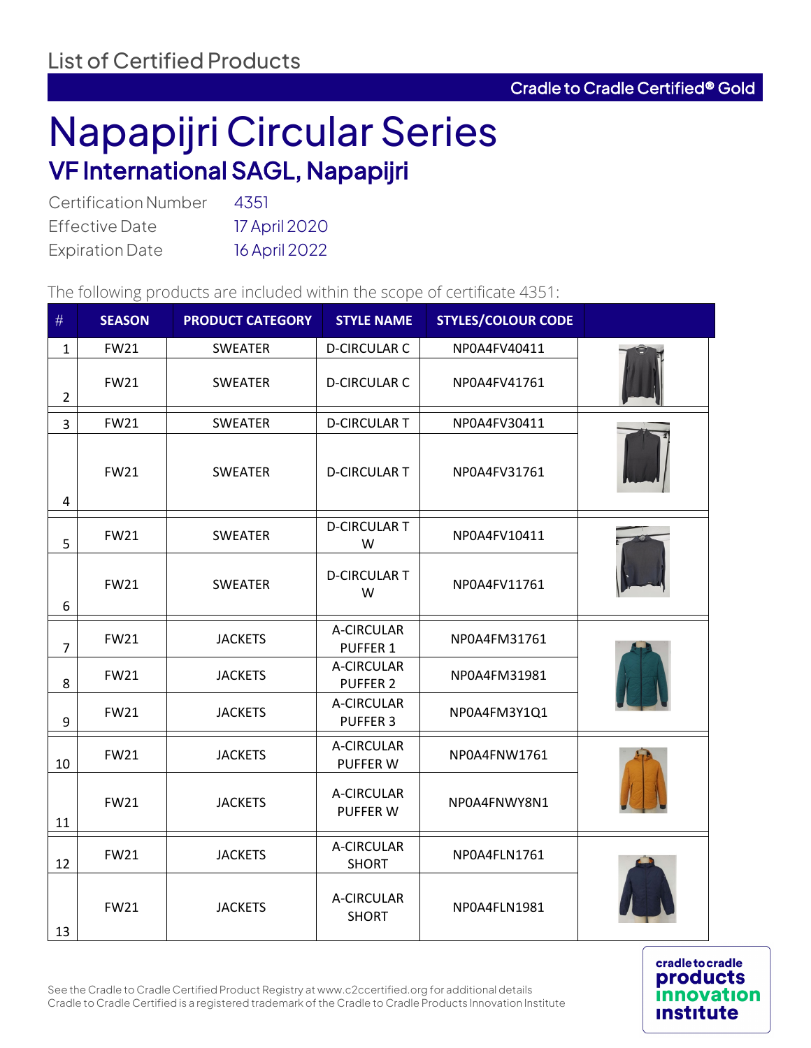# List of Certified Products

**Cradle to Cradle Certified® Gold**

# Napapijri Circular Series

## VF International SAGL, Napapijri

| | |
|---|---|
| Certification Number | 4351 |
| Effective Date | 17 April 2020 |
| Expiration Date | 16 April 2022 |

The following products are included within the scope of certificate 4351:

| # | SEASON | PRODUCT CATEGORY | STYLE NAME | STYLES/COLOUR CODE | |
|---|---|---|---|---|---|
| 1 | FW21 | SWEATER | D-CIRCULAR C | NP0A4FV40411 | |
| 2 | FW21 | SWEATER | D-CIRCULAR C | NP0A4FV41761 | |
| 3 | FW21 | SWEATER | D-CIRCULAR T | NP0A4FV30411 | |
| 4 | FW21 | SWEATER | D-CIRCULAR T | NP0A4FV31761 | |
| 5 | FW21 | SWEATER | D-CIRCULAR T W | NP0A4FV10411 | |
| 6 | FW21 | SWEATER | D-CIRCULAR T W | NP0A4FV11761 | |
| 7 | FW21 | JACKETS | A-CIRCULAR PUFFER 1 | NP0A4FM31761 | |
| 8 | FW21 | JACKETS | A-CIRCULAR PUFFER 2 | NP0A4FM31981 | |
| 9 | FW21 | JACKETS | A-CIRCULAR PUFFER 3 | NP0A4FM3Y1Q1 | |
| 10 | FW21 | JACKETS | A-CIRCULAR PUFFER W | NP0A4FNW1761 | |
| 11 | FW21 | JACKETS | A-CIRCULAR PUFFER W | NP0A4FNWY8N1 | |
| 12 | FW21 | JACKETS | A-CIRCULAR SHORT | NP0A4FLN1761 | |
| 13 | FW21 | JACKETS | A-CIRCULAR SHORT | NP0A4FLN1981 | |

See the Cradle to Cradle Certified Product Registry at www.c2ccertified.org for additional details
Cradle to Cradle Certified is a registered trademark of the Cradle to Cradle Products Innovation Institute

cradle to cradle products innovation institute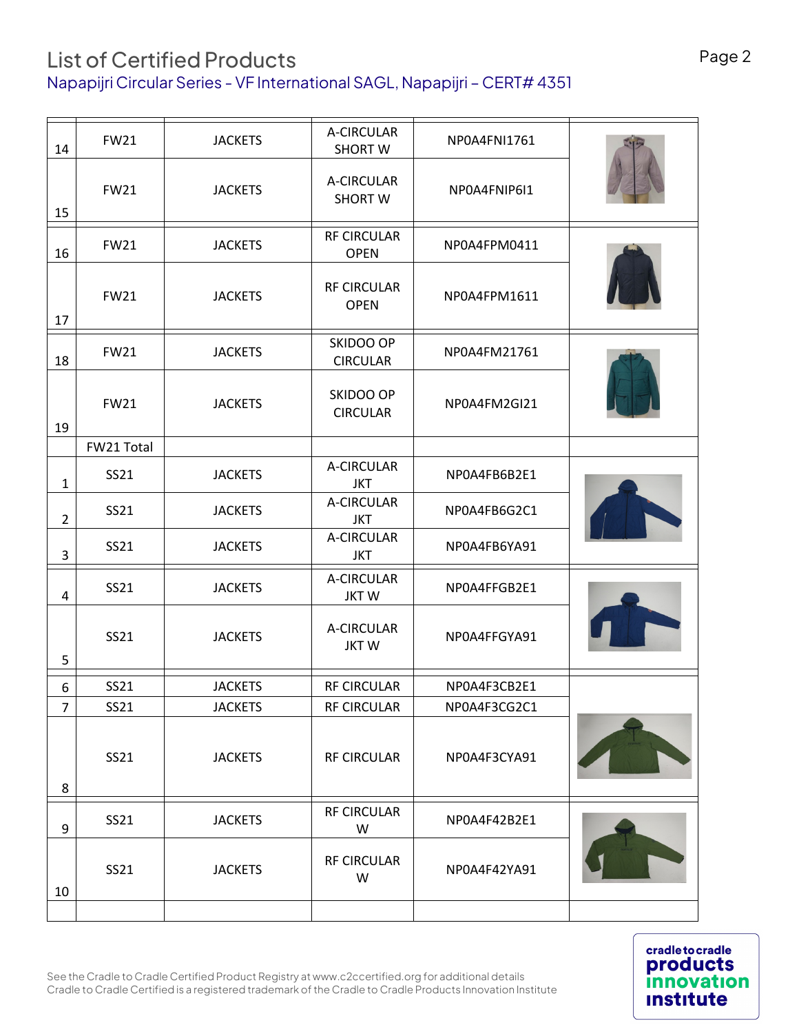## List of Certified Products

Napapijri Circular Series - VF International SAGL, Napapijri – CERT# 4351

| | | | | | |
|---|---|---|---|---|---|
| 14 | FW21 | JACKETS | A-CIRCULAR SHORT W | NP0A4FNI1761 | |
| 15 | FW21 | JACKETS | A-CIRCULAR SHORT W | NP0A4FNIP6I1 | |
| 16 | FW21 | JACKETS | RF CIRCULAR OPEN | NP0A4FPM0411 | |
| 17 | FW21 | JACKETS | RF CIRCULAR OPEN | NP0A4FPM1611 | |
| 18 | FW21 | JACKETS | SKIDOO OP CIRCULAR | NP0A4FM21761 | |
| 19 | FW21 | JACKETS | SKIDOO OP CIRCULAR | NP0A4FM2GI21 | |
| | FW21 Total | | | | |
| 1 | SS21 | JACKETS | A-CIRCULAR JKT | NP0A4FB6B2E1 | |
| 2 | SS21 | JACKETS | A-CIRCULAR JKT | NP0A4FB6G2C1 | |
| 3 | SS21 | JACKETS | A-CIRCULAR JKT | NP0A4FB6YA91 | |
| 4 | SS21 | JACKETS | A-CIRCULAR JKT W | NP0A4FFGB2E1 | |
| 5 | SS21 | JACKETS | A-CIRCULAR JKT W | NP0A4FFGYA91 | |
| 6 | SS21 | JACKETS | RF CIRCULAR | NP0A4F3CB2E1 | |
| 7 | SS21 | JACKETS | RF CIRCULAR | NP0A4F3CG2C1 | |
| 8 | SS21 | JACKETS | RF CIRCULAR | NP0A4F3CYA91 | |
| 9 | SS21 | JACKETS | RF CIRCULAR W | NP0A4F42B2E1 | |
| 10 | SS21 | JACKETS | RF CIRCULAR W | NP0A4F42YA91 | |
| | | | | | |

See the Cradle to Cradle Certified Product Registry at www.c2ccertified.org for additional details
Cradle to Cradle Certified is a registered trademark of the Cradle to Cradle Products Innovation Institute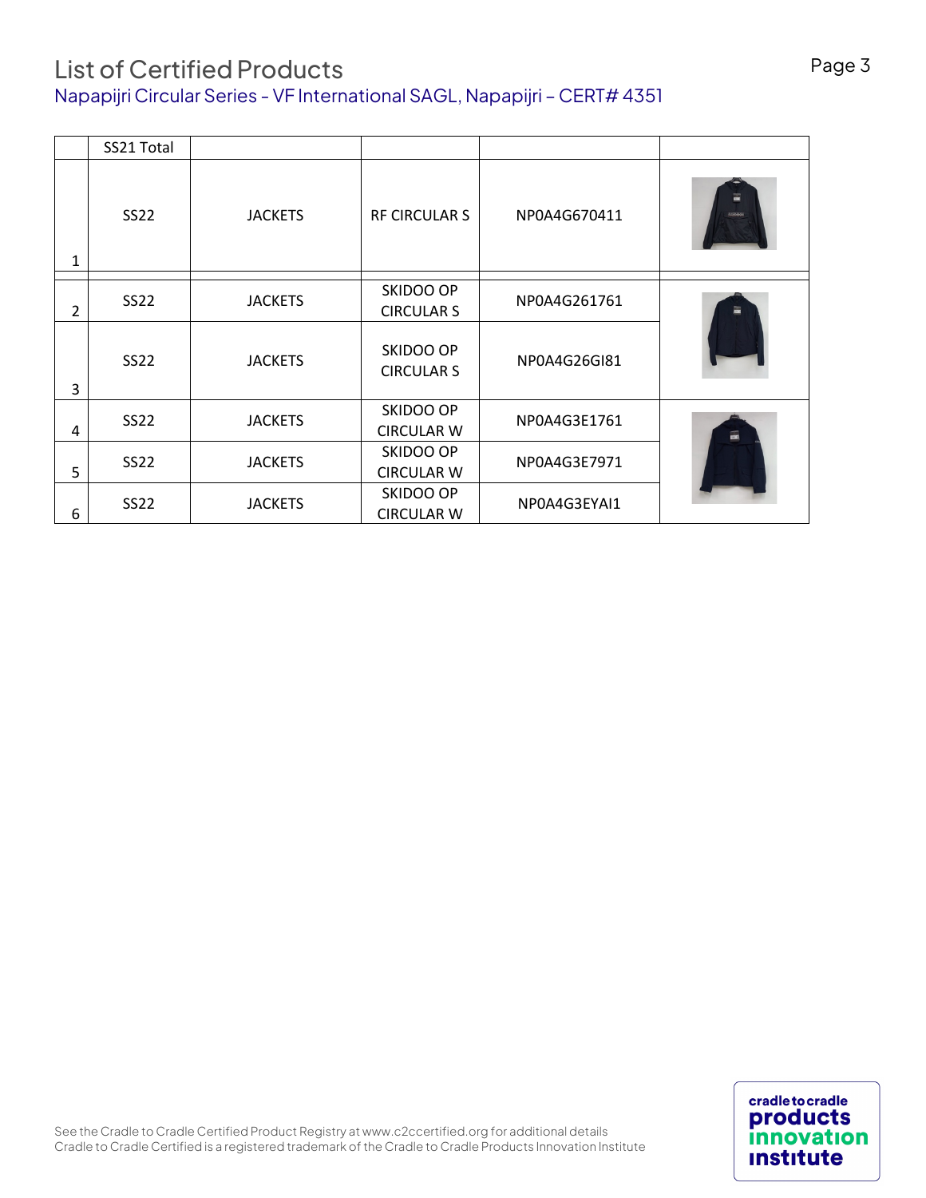| | | | | | |
|---|---|---|---|---|---|
| | SS21 Total | | | | |
| 1 | SS22 | JACKETS | RF CIRCULAR S | NP0A4G670411 | |
| 2 | SS22 | JACKETS | SKIDOO OP CIRCULAR S | NP0A4G261761 | |
| 3 | SS22 | JACKETS | SKIDOO OP CIRCULAR S | NP0A4G26GI81 | |
| 4 | SS22 | JACKETS | SKIDOO OP CIRCULAR W | NP0A4G3E1761 | |
| 5 | SS22 | JACKETS | SKIDOO OP CIRCULAR W | NP0A4G3E7971 | |
| 6 | SS22 | JACKETS | SKIDOO OP CIRCULAR W | NP0A4G3EYAI1 | |

See the Cradle to Cradle Certified Product Registry at www.c2ccertified.org for additional details
Cradle to Cradle Certified is a registered trademark of the Cradle to Cradle Products Innovation Institute